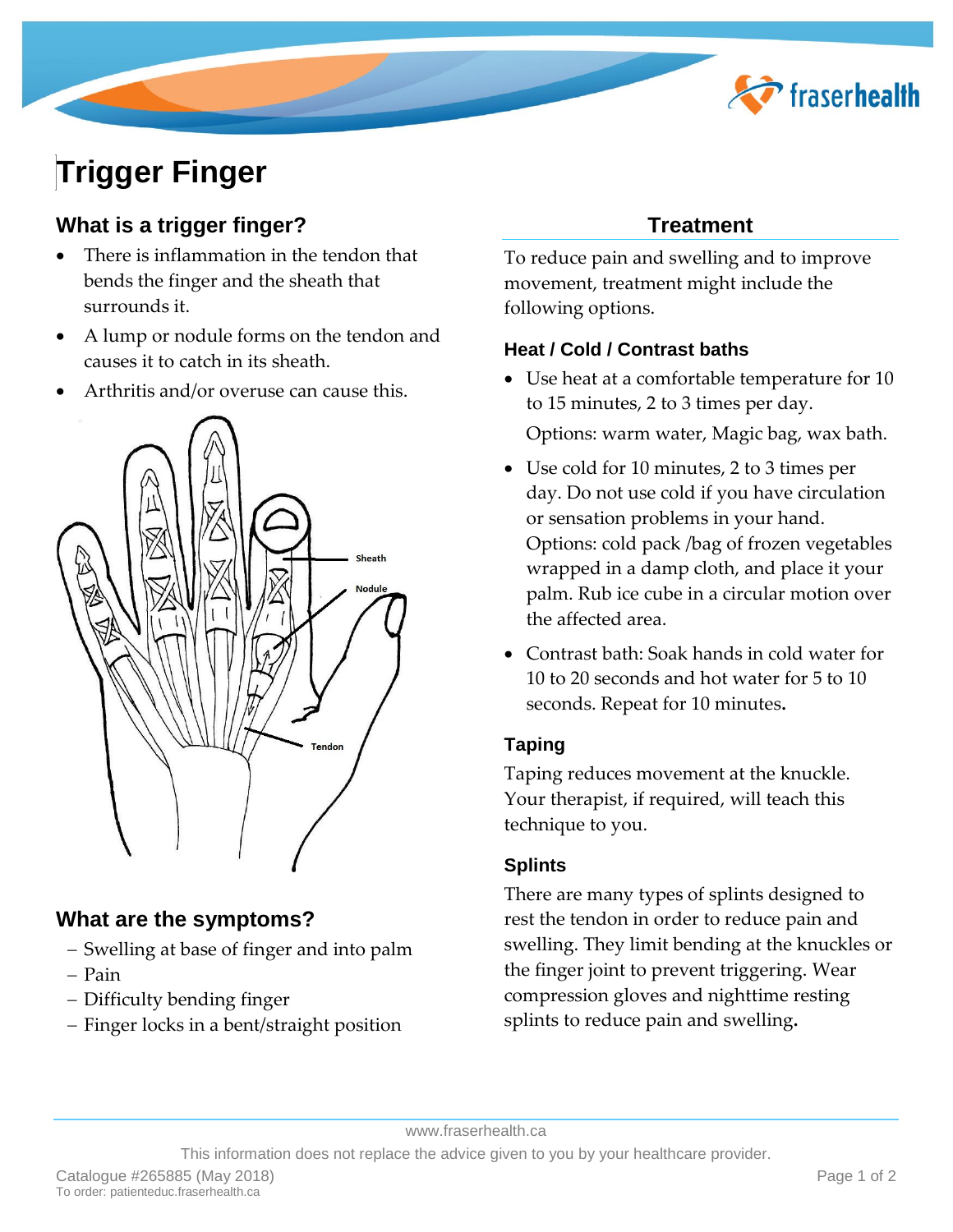# Trigger Finger

## What is a trigger finger?

- There is inflammation in the tendon that bends the finger and the sheath that surrounds it.
- A lump or nodule forms on the tendon and causes it to catch in its sheath.
- Arthritis and/or overuse can cause this.

Sheath

Nodule

Tendon

## What are the symptoms?

- Swelling at base of finger and into palm
- Pain
- Difficulty bending finger
- Finger locks in a bent/straight position

## Treatment

To reduce pain and swelling and to improve movement, treatment might include the following options.

### Heat / Cold / Contrast baths

- Use heat at a comfortable temperature for 10 to 15 minutes, 2 to 3 times per day.

  Options: warm water, Magic bag, wax bath.
- Use cold for 10 minutes, 2 to 3 times per day. Do not use cold if you have circulation or sensation problems in your hand. Options: cold pack /bag of frozen vegetables wrapped in a damp cloth, and place it your palm. Rub ice cube in a circular motion over the affected area.
- Contrast bath: Soak hands in cold water for 10 to 20 seconds and hot water for 5 to 10 seconds. Repeat for 10 minutes.

### Taping

Taping reduces movement at the knuckle. Your therapist, if required, will teach this technique to you.

### Splints

There are many types of splints designed to rest the tendon in order to reduce pain and swelling. They limit bending at the knuckles or the finger joint to prevent triggering. Wear compression gloves and nighttime resting splints to reduce pain and swelling.

www.fraserhealth.ca

This information does not replace the advice given to you by your healthcare provider.

Catalogue #265885 (May 2018)
To order: patienteduc.fraserhealth.ca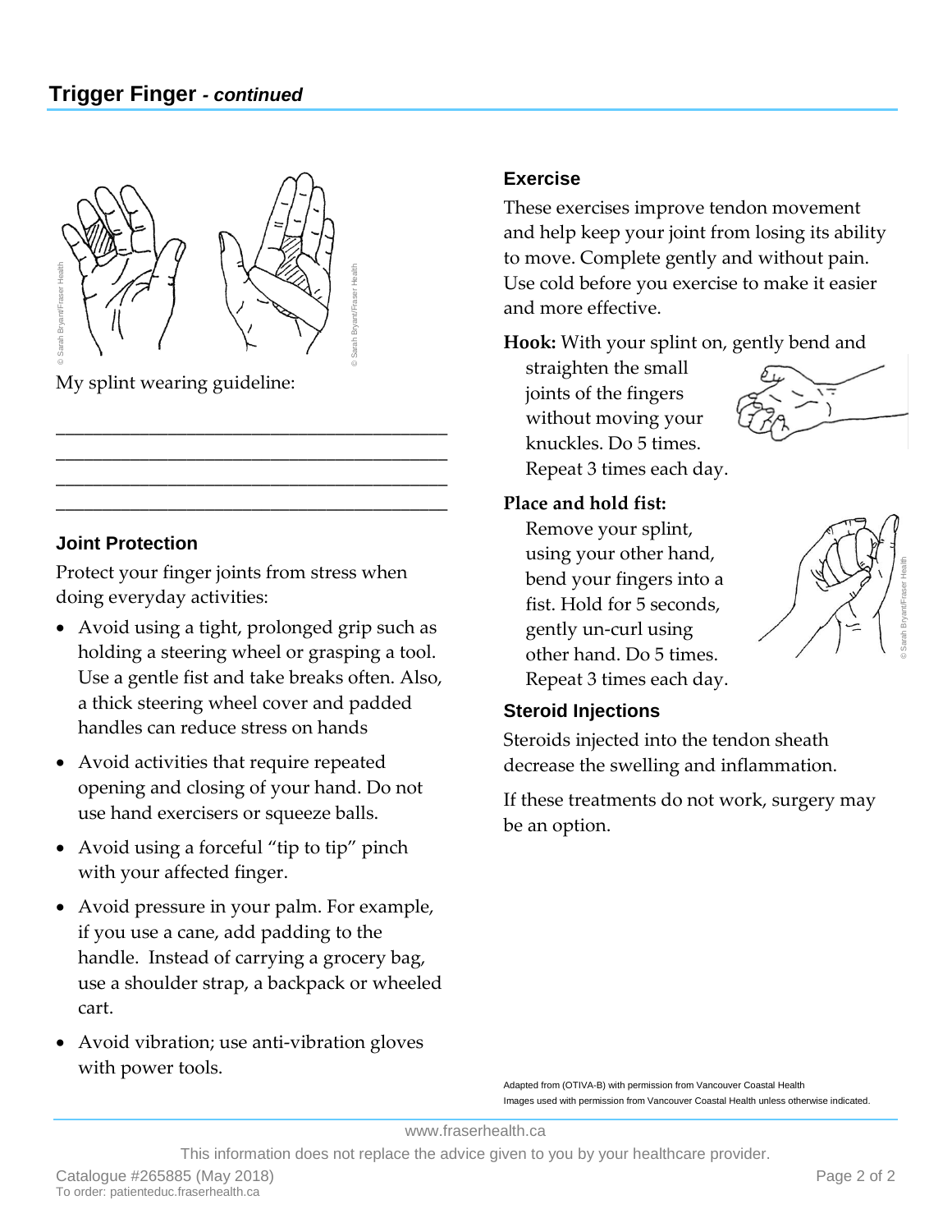## Trigger Finger - *continued*

My splint wearing guideline:

\_\_\_\_\_\_\_\_\_\_\_\_\_\_\_\_\_\_\_\_\_\_\_\_\_\_\_\_\_\_\_\_\_\_\_\_\_\_\_\_
\_\_\_\_\_\_\_\_\_\_\_\_\_\_\_\_\_\_\_\_\_\_\_\_\_\_\_\_\_\_\_\_\_\_\_\_\_\_\_\_
\_\_\_\_\_\_\_\_\_\_\_\_\_\_\_\_\_\_\_\_\_\_\_\_\_\_\_\_\_\_\_\_\_\_\_\_\_\_\_\_
\_\_\_\_\_\_\_\_\_\_\_\_\_\_\_\_\_\_\_\_\_\_\_\_\_\_\_\_\_\_\_\_\_\_\_\_\_\_\_\_

### Joint Protection

Protect your finger joints from stress when doing everyday activities:

- Avoid using a tight, prolonged grip such as holding a steering wheel or grasping a tool. Use a gentle fist and take breaks often. Also, a thick steering wheel cover and padded handles can reduce stress on hands
- Avoid activities that require repeated opening and closing of your hand. Do not use hand exercisers or squeeze balls.
- Avoid using a forceful "tip to tip" pinch with your affected finger.
- Avoid pressure in your palm. For example, if you use a cane, add padding to the handle. Instead of carrying a grocery bag, use a shoulder strap, a backpack or wheeled cart.
- Avoid vibration; use anti-vibration gloves with power tools.

### Exercise

These exercises improve tendon movement and help keep your joint from losing its ability to move. Complete gently and without pain. Use cold before you exercise to make it easier and more effective.

**Hook:** With your splint on, gently bend and straighten the small joints of the fingers without moving your knuckles. Do 5 times. Repeat 3 times each day.

**Place and hold fist:**
Remove your splint, using your other hand, bend your fingers into a fist. Hold for 5 seconds, gently un-curl using other hand. Do 5 times. Repeat 3 times each day.

### Steroid Injections

Steroids injected into the tendon sheath decrease the swelling and inflammation.

If these treatments do not work, surgery may be an option.

Adapted from (OTIVA-B) with permission from Vancouver Coastal Health
Images used with permission from Vancouver Coastal Health unless otherwise indicated.

www.fraserhealth.ca

This information does not replace the advice given to you by your healthcare provider.

Catalogue #265885 (May 2018)
To order: patienteduc.fraserhealth.ca